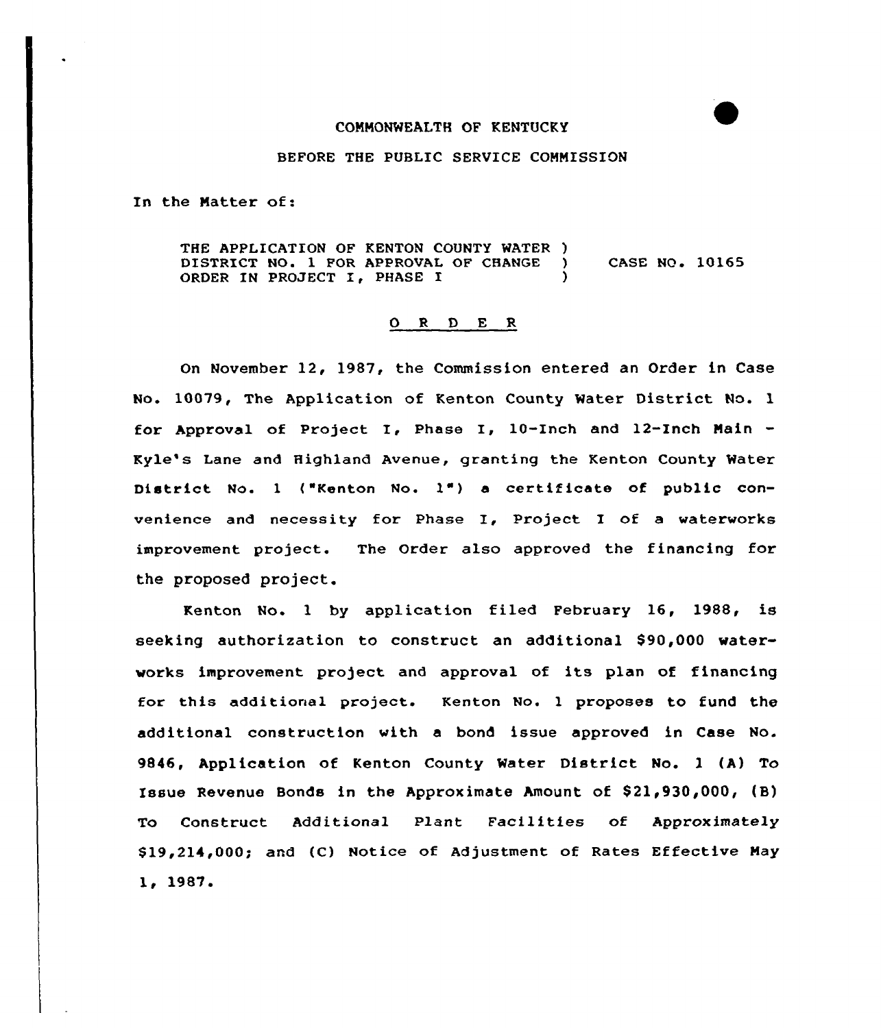COMMONWEALTH OF KENTUCKY

BEFORE THE PUBLIC SERVICE COMMISSION

In the Matter of:

THE APPLICATION OF KENTON COUNTY WATER DISTRICT NO. 1 FOR APPROVAL OF CHANGE ORDER IN PROJECT I, PHASE I ) CASE NO. 10165

## O R D E R

On November 12, 1987, the Commission entered an Order in Case No. 10079, The Application of Kenton County Water District No. 1 for Approval of Project I, Phase I, 10-Inch and 12-Inch Main - Kyle's Lane and Highland Avenue, granting the Kenton County Water District No. 1 ("Kenton No. 1") a certificate of public convenience and necessity for Phase I, Project I of a waterworks improvement project. The Order also approved the financing for the proposed project.

Kenton No. 1 by application filed February 16, 1988, is seeking authorization to construct an additional $90,000 waterworks improvement project and approval of its plan of financing for this additional project. Kenton No. 1 proposes to fund the additional construction with a bond issue approved in Case No. 9846, Application of Kenton County Water District No. 1 (A) To Issue Revenue Bonds in the Approximate Amount of $21,930,000, (B) To Construct Additional Plant Facilities of Approximately $19,214,000; and (C) Notice of Adjustment of Rates Effective May 1, 1987.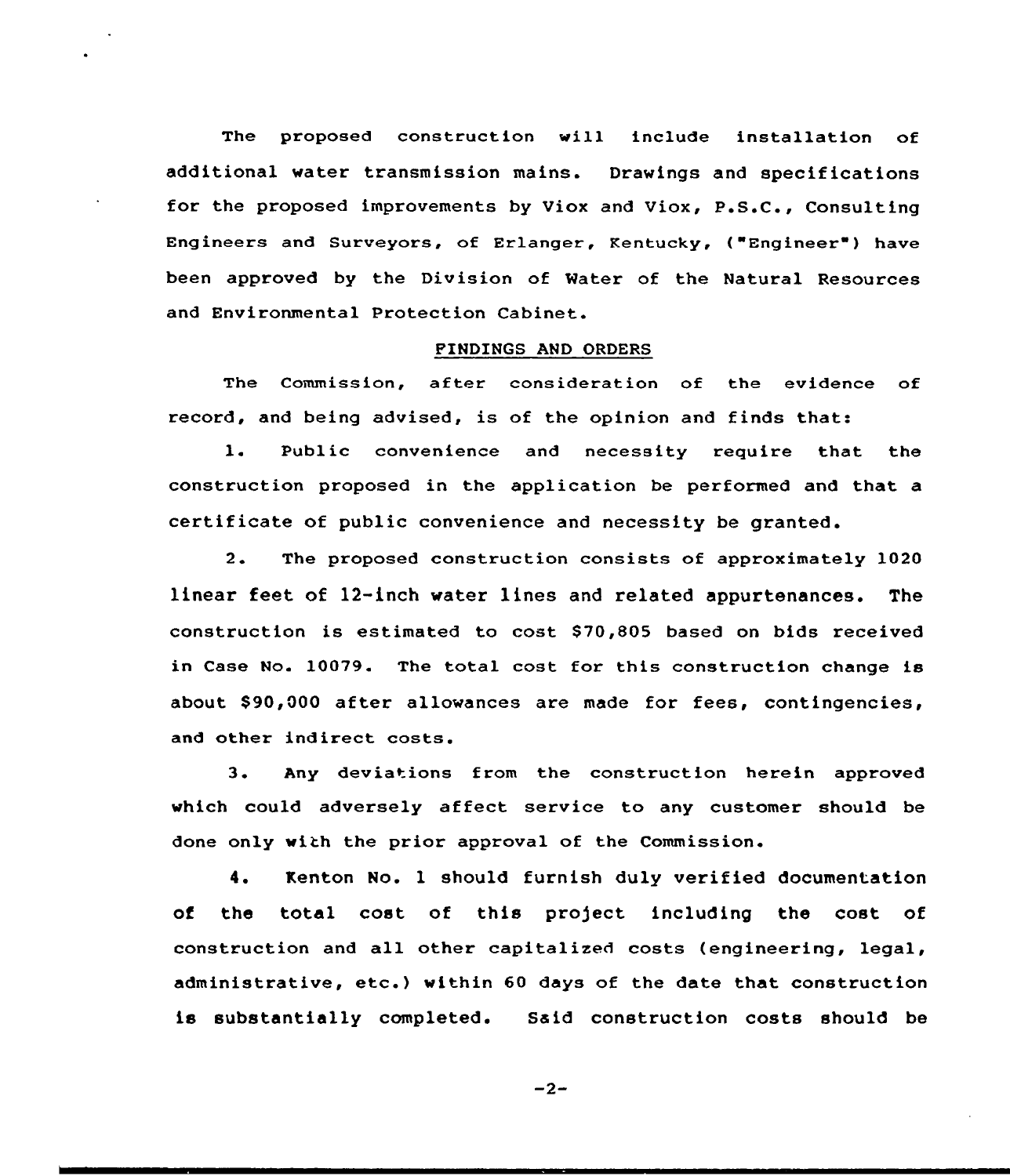The proposed construction will include installation of additional water transmission mains. Drawings and specifications for the proposed improvements by Viox and Viox, P.S.C., Consulting Engineers and Surveyors, of Erlanger, Kentucky, ("Engineer") have been approved by the Division of Water of the Natural Resources and Environmental Protection Cabinet.

## FINDINGS AND ORDERS

The Commission, after consideration of the evidence of record, and being advised, is of the opinion and finds that:

1. Public convenience and necessity require that the construction proposed in the application be performed and that a certificate of public convenience and necessity be granted.

2. The proposed construction consists of approximately 1020 linear feet of 12-inch water lines and related appurtenances. The construction is estimated to cost $70,805 based on bids received in Case No. 10079. The total cost for this construction change is about $90,000 after allowances are made for fees, contingencies, and other indirect costs.

3. Any deviations from the construction herein approved which could adversely affect service to any customer should be done only with the prior approval of the Commission.

4. Kenton No. 1 should furnish duly verified documentation of the total cost of this project including the cost of construction and all other capitalized costs (engineering, legal, administrative, etc.) within 60 days of the date that construction is substantially completed. Said construction costs should be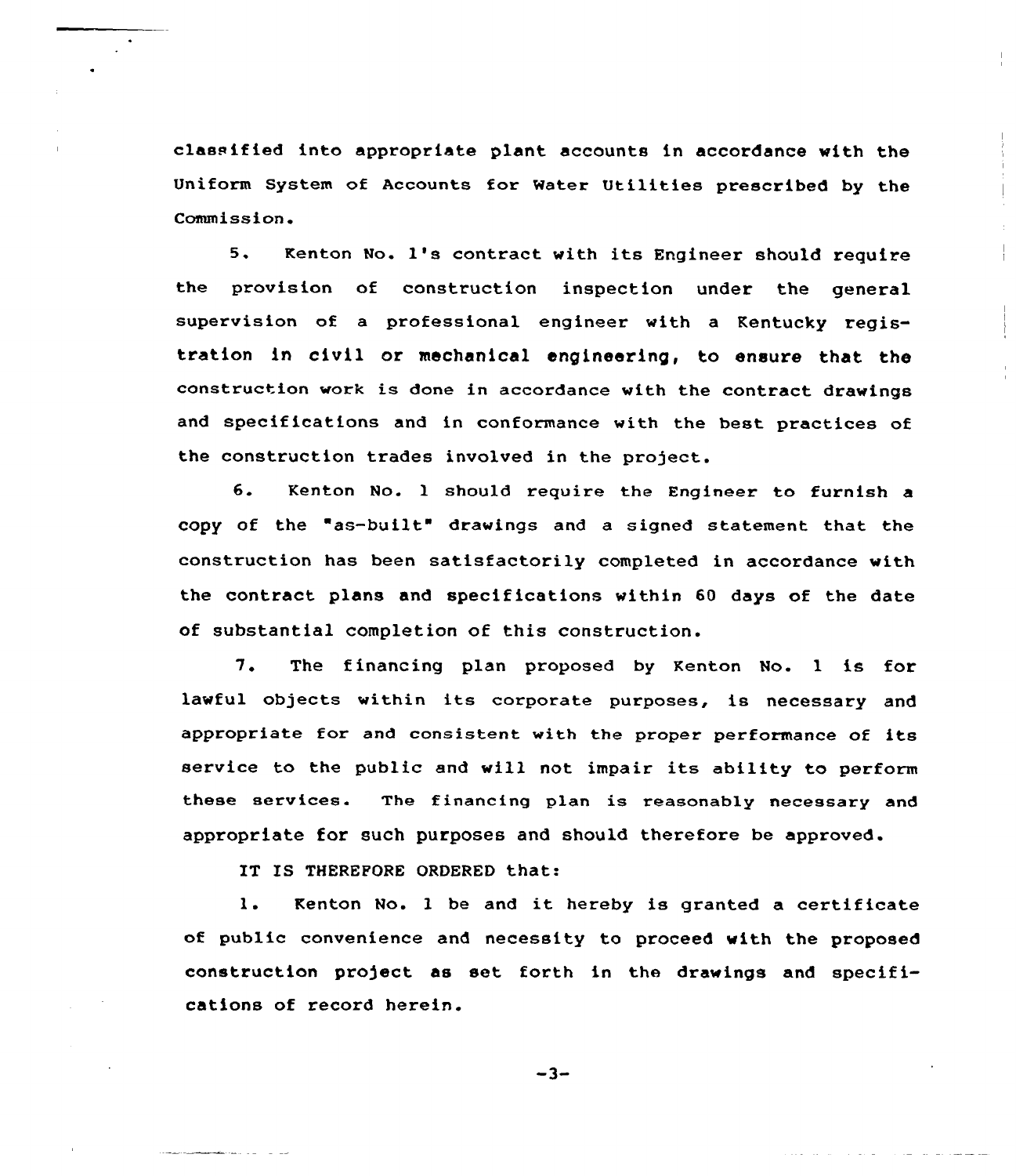classified into appropriate plant accounts in accordance with the Uniform System of Accounts for Water Utilities prescribed by the Commission.

5. Kenton No. 1's contract with its Engineer should require the provision of construction inspection under the general supervision of a professional engineer with a Kentucky registration in civil or mechanical engineering, to ensure that the construction work is done in accordance with the contract drawings and specifications and in conformance with the best practices of the construction trades involved in the project.

6. Kenton No. 1 should require the Engineer to furnish a copy of the "as-built" drawings and a signed statement that the construction has been satisfactorily completed in accordance with the contract plans and specifications within 60 days of the date of substantial completion of this construction.

7. The financing plan proposed by Kenton No. 1 is for lawful objects within its corporate purposes, is necessary and appropriate for and consistent with the proper performance of its service to the public and will not impair its ability to perform these services. The financing plan is reasonably necessary and appropriate for such purposes and should therefore be approved.

IT IS THEREFORE ORDERED that:

1. Kenton No. 1 be and it hereby is granted a certificate of public convenience and necessity to proceed with the proposed construction project as set forth in the drawings and specifications of record herein.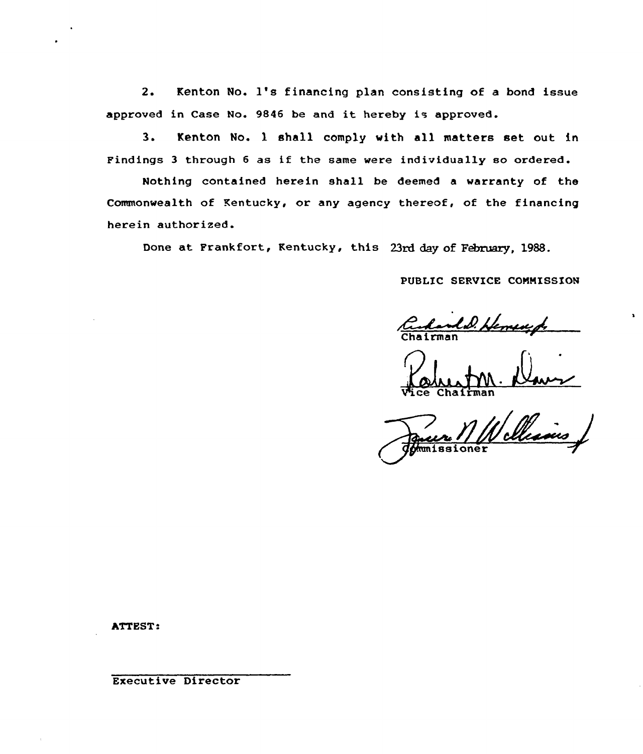2. Kenton No. 1's financing plan consisting of a bond issue approved in Case No. 9846 be and it hereby is approved.

3. Kenton No. 1 shall comply with all matters set out in Findings 3 through 6 as if the same were individually so ordered.

Nothing contained herein shall be deemed a warranty of the Commonwealth of Kentucky, or any agency thereof, of the financing herein authorized.

Done at Frankfort, Kentucky, this 23rd day of February, 1988.

PUBLIC SERVICE COMMISSION

Chairman

Vice Chairman

Commissioner

ATTEST:

Executive Director